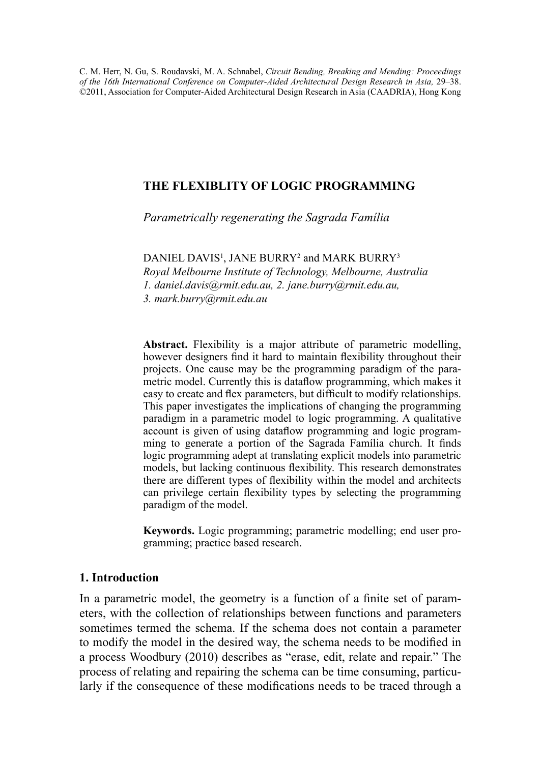C. M. Herr, N. Gu, S. Roudavski, M. A. Schnabel, *Circuit Bending, Breaking and Mending: Proceedings of the 16th International Conference on Computer-Aided Architectural Design Research in Asia,* 29–38. ©2011, Association for Computer-Aided Architectural Design Research in Asia (CAADRIA), Hong Kong

# THE FLEXIBLITY OF LOGIC PROGRAMMING

*Parametrically regenerating the Sagrada Família*

DANIEL DAVIS[1], JANE BURRY[2] and MARK BURRY[3]
*Royal Melbourne Institute of Technology, Melbourne, Australia*
*1. daniel.davis@rmit.edu.au, 2. jane.burry@rmit.edu.au,*
*3. mark.burry@rmit.edu.au*

**Abstract.** Flexibility is a major attribute of parametric modelling, however designers find it hard to maintain flexibility throughout their projects. One cause may be the programming paradigm of the parametric model. Currently this is dataflow programming, which makes it easy to create and flex parameters, but difficult to modify relationships. This paper investigates the implications of changing the programming paradigm in a parametric model to logic programming. A qualitative account is given of using dataflow programming and logic programming to generate a portion of the Sagrada Família church. It finds logic programming adept at translating explicit models into parametric models, but lacking continuous flexibility. This research demonstrates there are different types of flexibility within the model and architects can privilege certain flexibility types by selecting the programming paradigm of the model.

**Keywords.** Logic programming; parametric modelling; end user programming; practice based research.

## 1. Introduction

In a parametric model, the geometry is a function of a finite set of parameters, with the collection of relationships between functions and parameters sometimes termed the schema. If the schema does not contain a parameter to modify the model in the desired way, the schema needs to be modified in a process Woodbury (2010) describes as "erase, edit, relate and repair." The process of relating and repairing the schema can be time consuming, particularly if the consequence of these modifications needs to be traced through a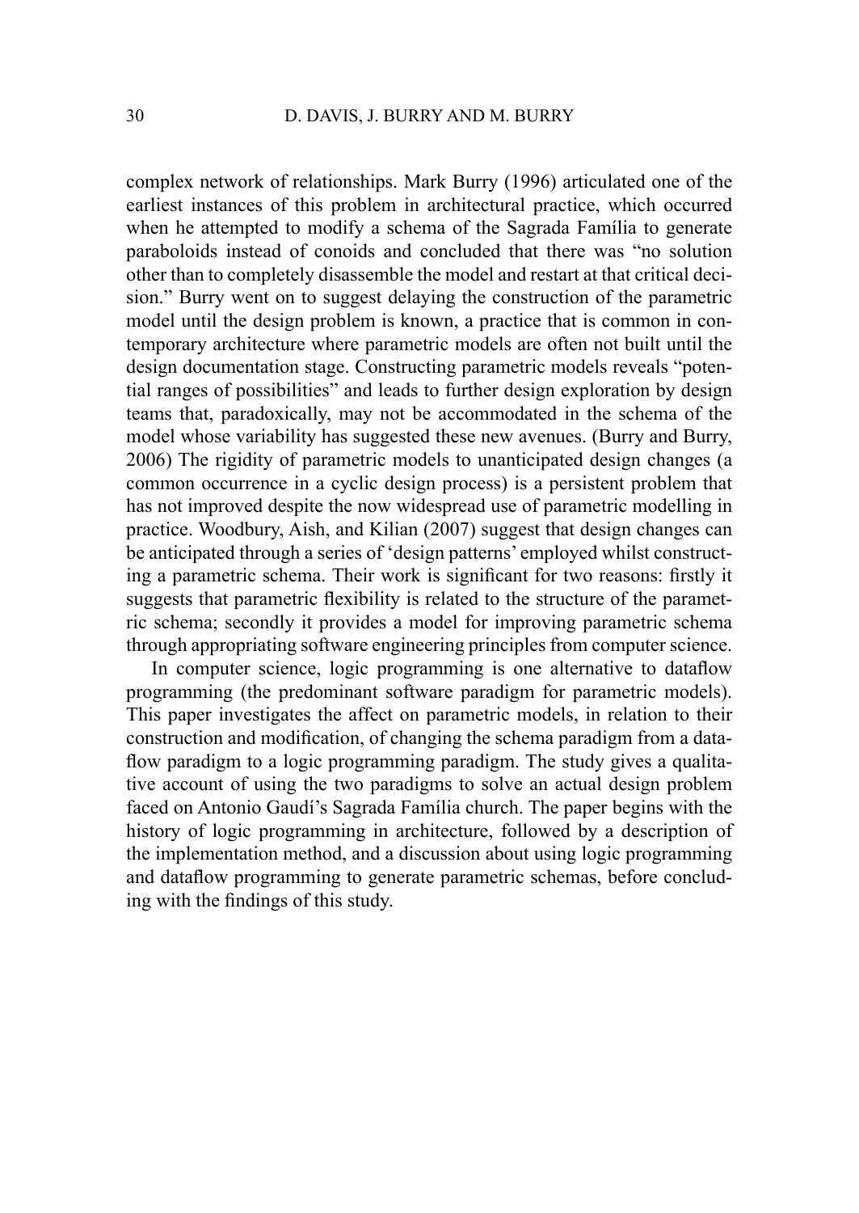complex network of relationships. Mark Burry (1996) articulated one of the earliest instances of this problem in architectural practice, which occurred when he attempted to modify a schema of the Sagrada Família to generate paraboloids instead of conoids and concluded that there was "no solution other than to completely disassemble the model and restart at that critical decision." Burry went on to suggest delaying the construction of the parametric model until the design problem is known, a practice that is common in contemporary architecture where parametric models are often not built until the design documentation stage. Constructing parametric models reveals "potential ranges of possibilities" and leads to further design exploration by design teams that, paradoxically, may not be accommodated in the schema of the model whose variability has suggested these new avenues. (Burry and Burry, 2006) The rigidity of parametric models to unanticipated design changes (a common occurrence in a cyclic design process) is a persistent problem that has not improved despite the now widespread use of parametric modelling in practice. Woodbury, Aish, and Kilian (2007) suggest that design changes can be anticipated through a series of 'design patterns' employed whilst constructing a parametric schema. Their work is significant for two reasons: firstly it suggests that parametric flexibility is related to the structure of the parametric schema; secondly it provides a model for improving parametric schema through appropriating software engineering principles from computer science.

In computer science, logic programming is one alternative to dataflow programming (the predominant software paradigm for parametric models). This paper investigates the affect on parametric models, in relation to their construction and modification, of changing the schema paradigm from a dataflow paradigm to a logic programming paradigm. The study gives a qualitative account of using the two paradigms to solve an actual design problem faced on Antonio Gaudí's Sagrada Família church. The paper begins with the history of logic programming in architecture, followed by a description of the implementation method, and a discussion about using logic programming and dataflow programming to generate parametric schemas, before concluding with the findings of this study.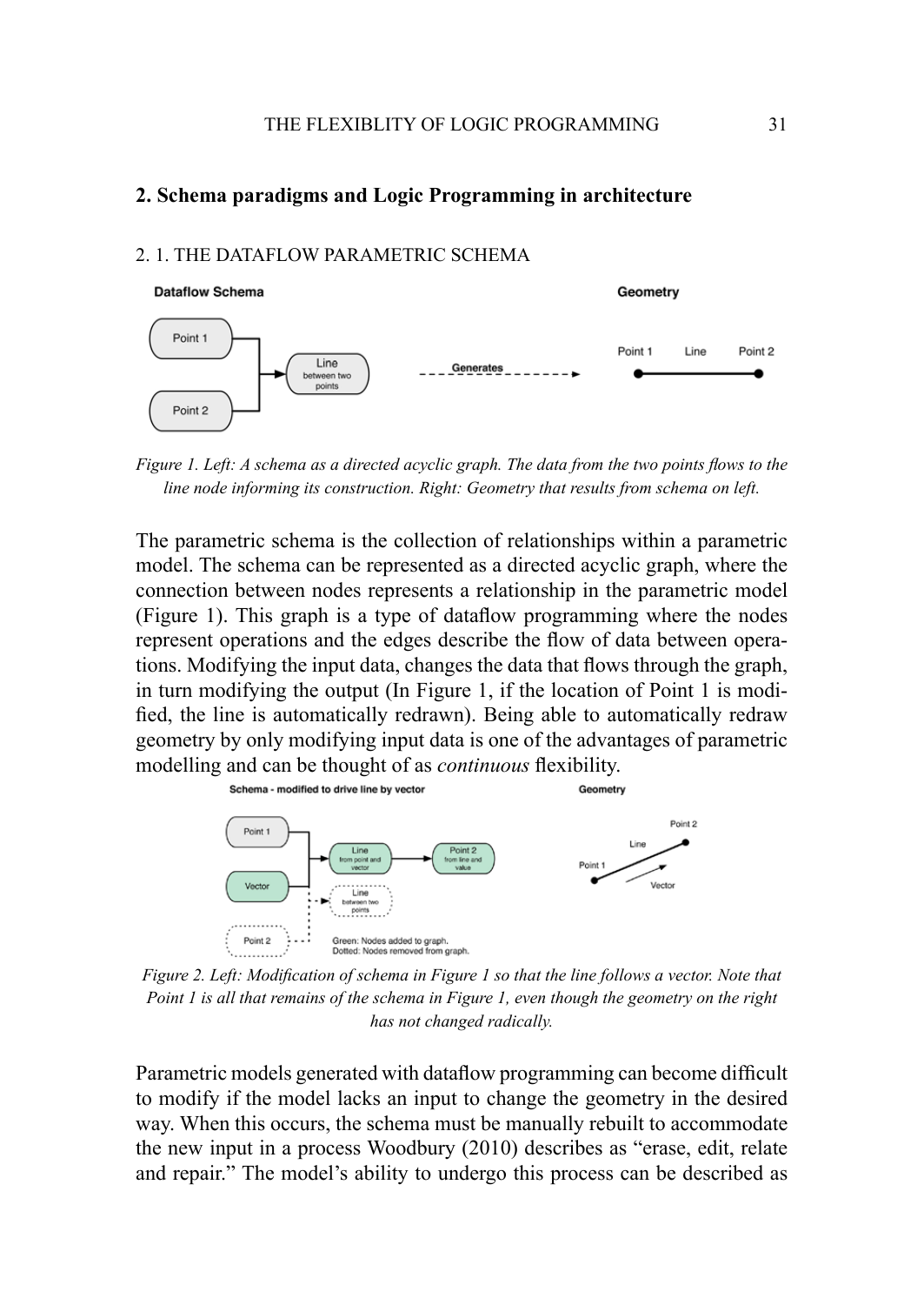## 2. Schema paradigms and Logic Programming in architecture

### 2. 1. THE DATAFLOW PARAMETRIC SCHEMA

*Figure 1. Left: A schema as a directed acyclic graph. The data from the two points flows to the line node informing its construction. Right: Geometry that results from schema on left.*

The parametric schema is the collection of relationships within a parametric model. The schema can be represented as a directed acyclic graph, where the connection between nodes represents a relationship in the parametric model (Figure 1). This graph is a type of dataflow programming where the nodes represent operations and the edges describe the flow of data between operations. Modifying the input data, changes the data that flows through the graph, in turn modifying the output (In Figure 1, if the location of Point 1 is modified, the line is automatically redrawn). Being able to automatically redraw geometry by only modifying input data is one of the advantages of parametric modelling and can be thought of as *continuous* flexibility.

*Figure 2. Left: Modification of schema in Figure 1 so that the line follows a vector. Note that Point 1 is all that remains of the schema in Figure 1, even though the geometry on the right has not changed radically.*

Parametric models generated with dataflow programming can become difficult to modify if the model lacks an input to change the geometry in the desired way. When this occurs, the schema must be manually rebuilt to accommodate the new input in a process Woodbury (2010) describes as "erase, edit, relate and repair." The model's ability to undergo this process can be described as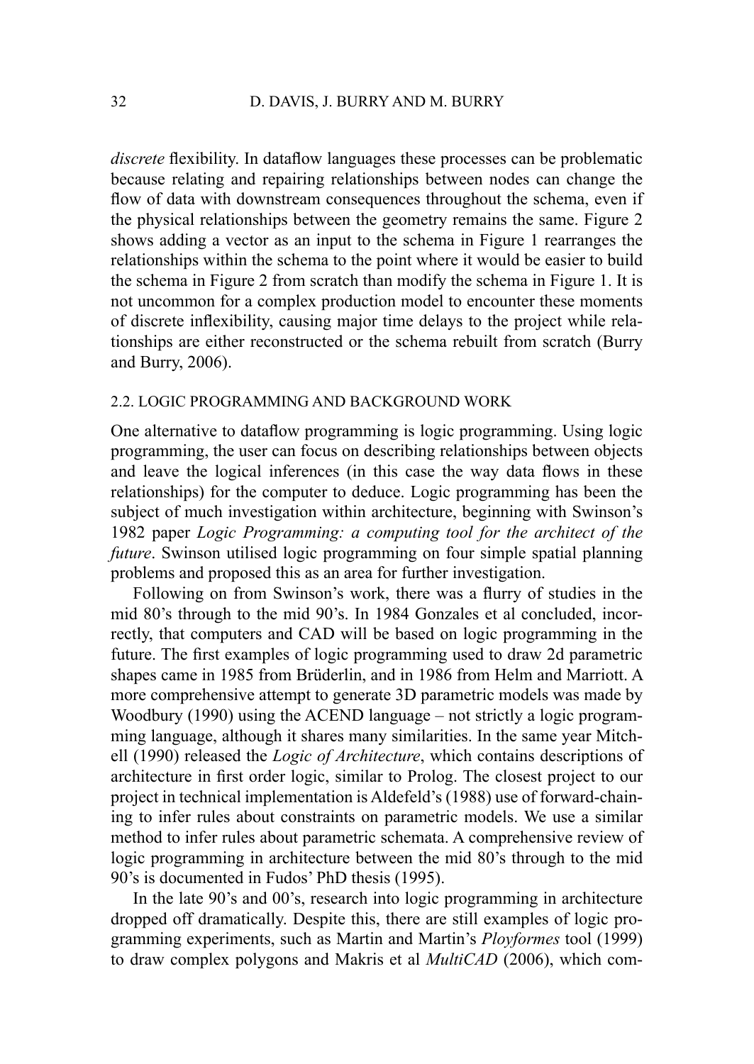*discrete* flexibility. In dataflow languages these processes can be problematic because relating and repairing relationships between nodes can change the flow of data with downstream consequences throughout the schema, even if the physical relationships between the geometry remains the same. Figure 2 shows adding a vector as an input to the schema in Figure 1 rearranges the relationships within the schema to the point where it would be easier to build the schema in Figure 2 from scratch than modify the schema in Figure 1. It is not uncommon for a complex production model to encounter these moments of discrete inflexibility, causing major time delays to the project while relationships are either reconstructed or the schema rebuilt from scratch (Burry and Burry, 2006).

### 2.2. LOGIC PROGRAMMING AND BACKGROUND WORK

One alternative to dataflow programming is logic programming. Using logic programming, the user can focus on describing relationships between objects and leave the logical inferences (in this case the way data flows in these relationships) for the computer to deduce. Logic programming has been the subject of much investigation within architecture, beginning with Swinson's 1982 paper *Logic Programming: a computing tool for the architect of the future*. Swinson utilised logic programming on four simple spatial planning problems and proposed this as an area for further investigation.

Following on from Swinson's work, there was a flurry of studies in the mid 80's through to the mid 90's. In 1984 Gonzales et al concluded, incorrectly, that computers and CAD will be based on logic programming in the future. The first examples of logic programming used to draw 2d parametric shapes came in 1985 from Brüderlin, and in 1986 from Helm and Marriott. A more comprehensive attempt to generate 3D parametric models was made by Woodbury (1990) using the ACEND language – not strictly a logic programming language, although it shares many similarities. In the same year Mitchell (1990) released the *Logic of Architecture*, which contains descriptions of architecture in first order logic, similar to Prolog. The closest project to our project in technical implementation is Aldefeld's (1988) use of forward-chaining to infer rules about constraints on parametric models. We use a similar method to infer rules about parametric schemata. A comprehensive review of logic programming in architecture between the mid 80's through to the mid 90's is documented in Fudos' PhD thesis (1995).

In the late 90's and 00's, research into logic programming in architecture dropped off dramatically. Despite this, there are still examples of logic programming experiments, such as Martin and Martin's *Ployformes* tool (1999) to draw complex polygons and Makris et al *MultiCAD* (2006), which com-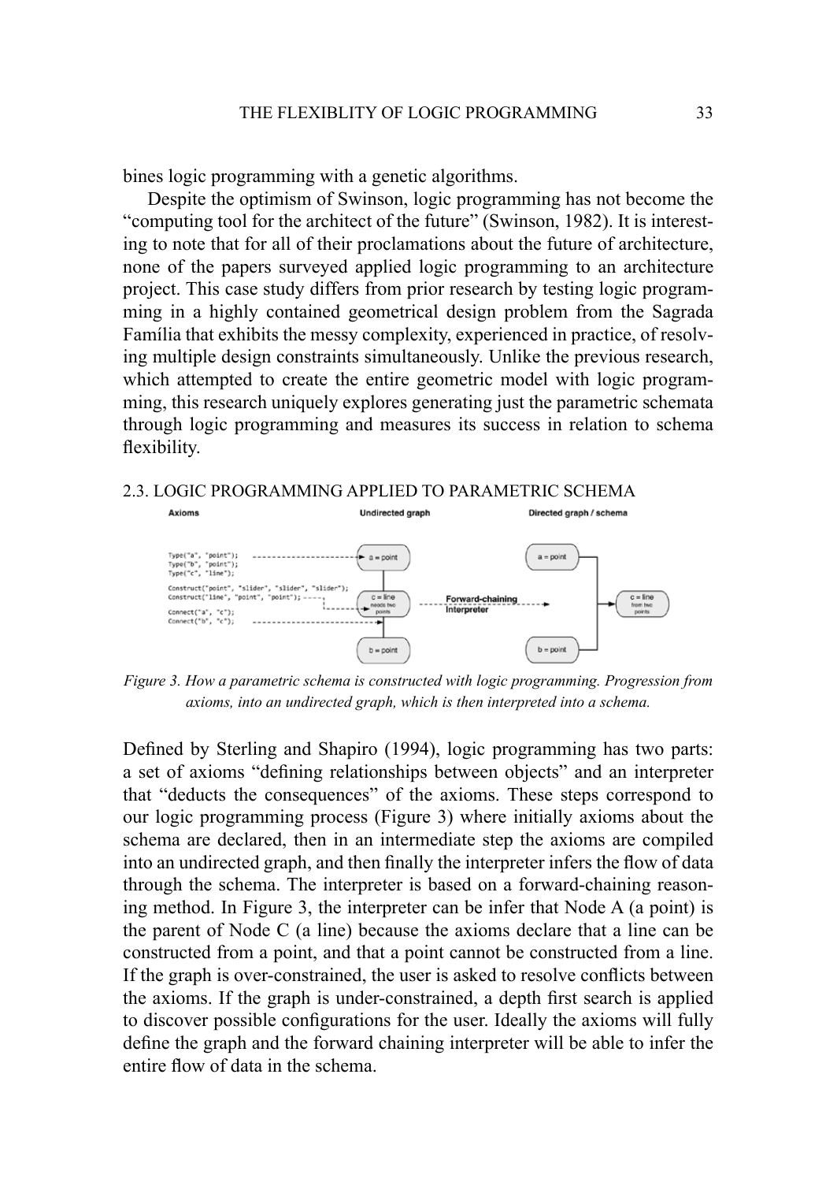bines logic programming with a genetic algorithms.

Despite the optimism of Swinson, logic programming has not become the "computing tool for the architect of the future" (Swinson, 1982). It is interesting to note that for all of their proclamations about the future of architecture, none of the papers surveyed applied logic programming to an architecture project. This case study differs from prior research by testing logic programming in a highly contained geometrical design problem from the Sagrada Família that exhibits the messy complexity, experienced in practice, of resolving multiple design constraints simultaneously. Unlike the previous research, which attempted to create the entire geometric model with logic programming, this research uniquely explores generating just the parametric schemata through logic programming and measures its success in relation to schema flexibility.

### 2.3. LOGIC PROGRAMMING APPLIED TO PARAMETRIC SCHEMA

*Figure 3. How a parametric schema is constructed with logic programming. Progression from axioms, into an undirected graph, which is then interpreted into a schema.*

Defined by Sterling and Shapiro (1994), logic programming has two parts: a set of axioms "defining relationships between objects" and an interpreter that "deducts the consequences" of the axioms. These steps correspond to our logic programming process (Figure 3) where initially axioms about the schema are declared, then in an intermediate step the axioms are compiled into an undirected graph, and then finally the interpreter infers the flow of data through the schema. The interpreter is based on a forward-chaining reasoning method. In Figure 3, the interpreter can be infer that Node A (a point) is the parent of Node C (a line) because the axioms declare that a line can be constructed from a point, and that a point cannot be constructed from a line. If the graph is over-constrained, the user is asked to resolve conflicts between the axioms. If the graph is under-constrained, a depth first search is applied to discover possible configurations for the user. Ideally the axioms will fully define the graph and the forward chaining interpreter will be able to infer the entire flow of data in the schema.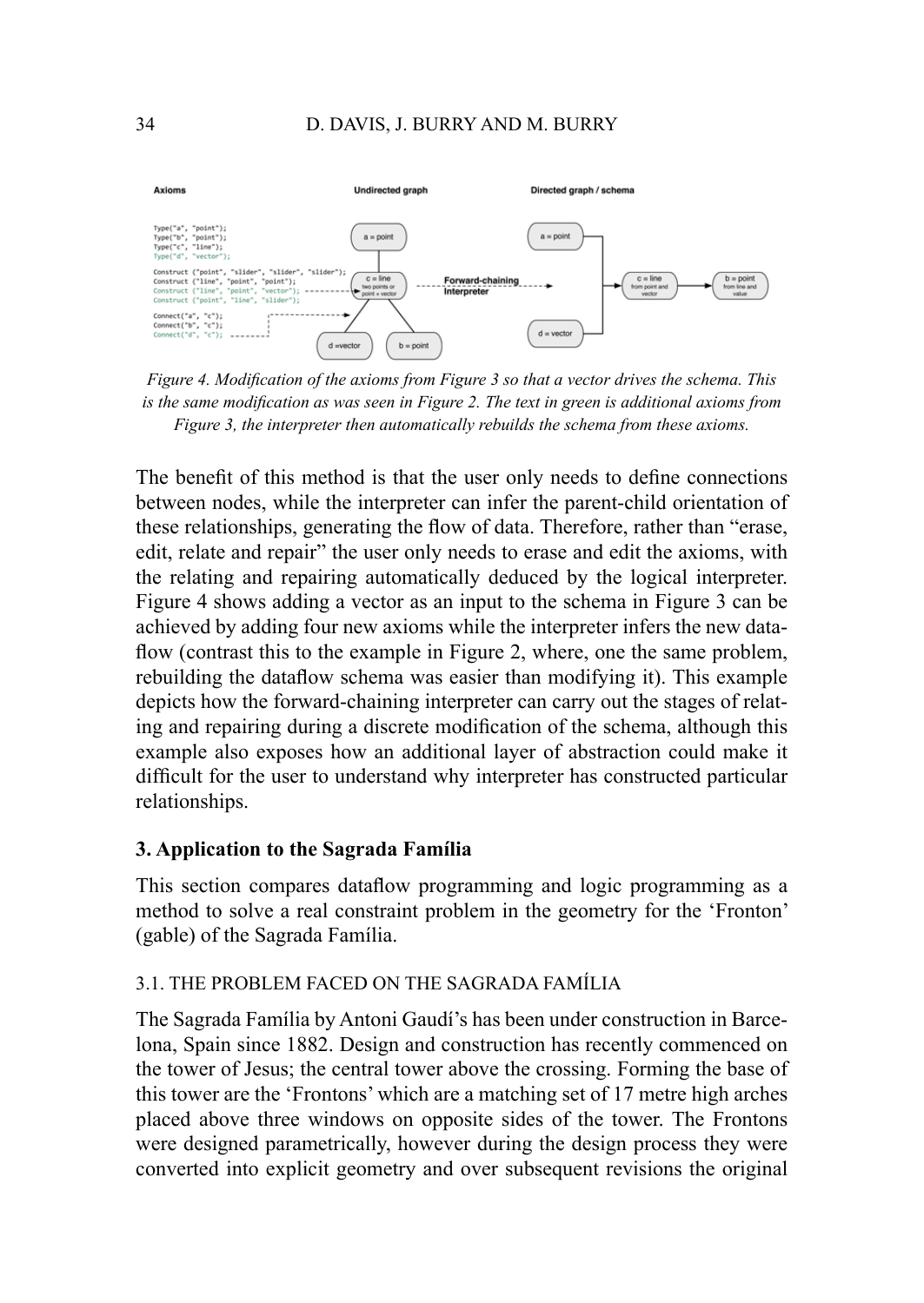*Figure 4. Modification of the axioms from Figure 3 so that a vector drives the schema. This is the same modification as was seen in Figure 2. The text in green is additional axioms from Figure 3, the interpreter then automatically rebuilds the schema from these axioms.*

The benefit of this method is that the user only needs to define connections between nodes, while the interpreter can infer the parent-child orientation of these relationships, generating the flow of data. Therefore, rather than "erase, edit, relate and repair" the user only needs to erase and edit the axioms, with the relating and repairing automatically deduced by the logical interpreter. Figure 4 shows adding a vector as an input to the schema in Figure 3 can be achieved by adding four new axioms while the interpreter infers the new dataflow (contrast this to the example in Figure 2, where, one the same problem, rebuilding the dataflow schema was easier than modifying it). This example depicts how the forward-chaining interpreter can carry out the stages of relating and repairing during a discrete modification of the schema, although this example also exposes how an additional layer of abstraction could make it difficult for the user to understand why interpreter has constructed particular relationships.

## 3. Application to the Sagrada Família

This section compares dataflow programming and logic programming as a method to solve a real constraint problem in the geometry for the 'Fronton' (gable) of the Sagrada Família.

### 3.1. THE PROBLEM FACED ON THE SAGRADA FAMÍLIA

The Sagrada Família by Antoni Gaudí's has been under construction in Barcelona, Spain since 1882. Design and construction has recently commenced on the tower of Jesus; the central tower above the crossing. Forming the base of this tower are the 'Frontons' which are a matching set of 17 metre high arches placed above three windows on opposite sides of the tower. The Frontons were designed parametrically, however during the design process they were converted into explicit geometry and over subsequent revisions the original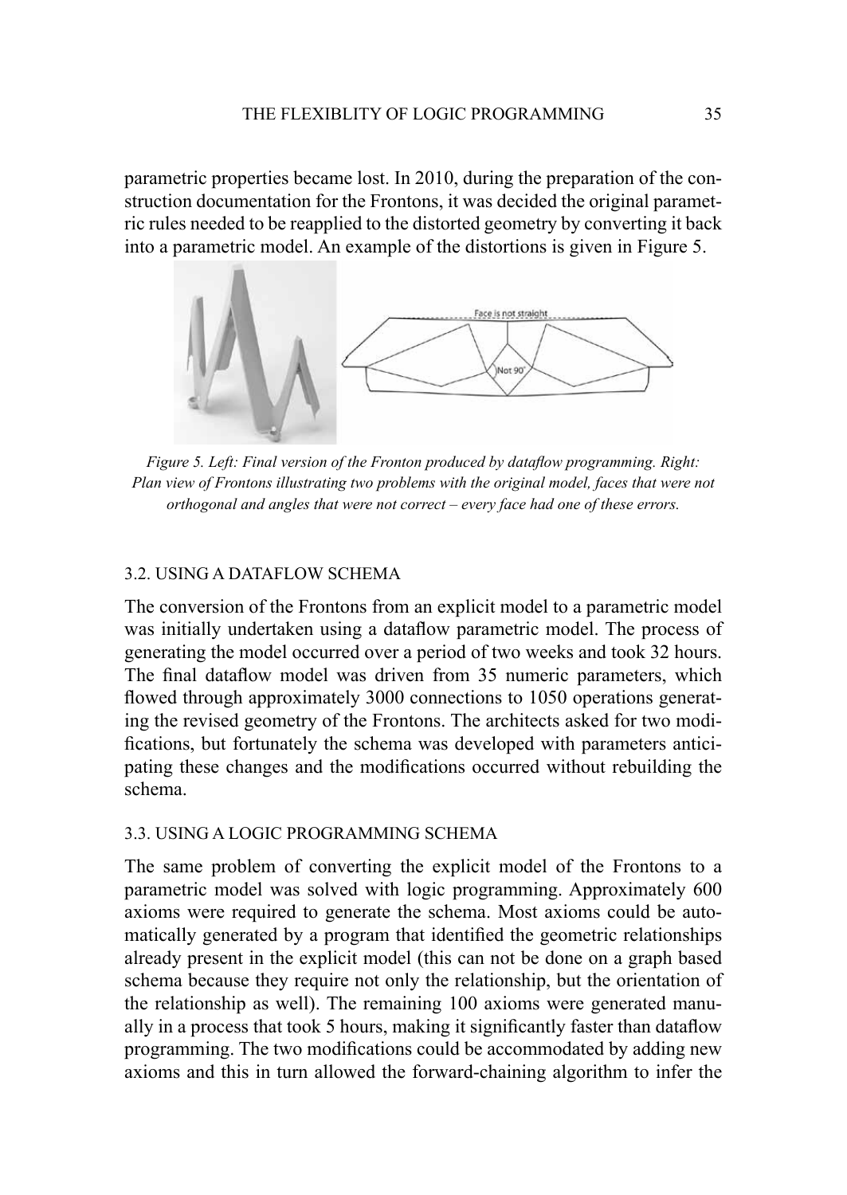parametric properties became lost. In 2010, during the preparation of the construction documentation for the Frontons, it was decided the original parametric rules needed to be reapplied to the distorted geometry by converting it back into a parametric model. An example of the distortions is given in Figure 5.

*Figure 5. Left: Final version of the Fronton produced by dataflow programming. Right: Plan view of Frontons illustrating two problems with the original model, faces that were not orthogonal and angles that were not correct – every face had one of these errors.*

### 3.2. USING A DATAFLOW SCHEMA

The conversion of the Frontons from an explicit model to a parametric model was initially undertaken using a dataflow parametric model. The process of generating the model occurred over a period of two weeks and took 32 hours. The final dataflow model was driven from 35 numeric parameters, which flowed through approximately 3000 connections to 1050 operations generating the revised geometry of the Frontons. The architects asked for two modifications, but fortunately the schema was developed with parameters anticipating these changes and the modifications occurred without rebuilding the schema.

### 3.3. USING A LOGIC PROGRAMMING SCHEMA

The same problem of converting the explicit model of the Frontons to a parametric model was solved with logic programming. Approximately 600 axioms were required to generate the schema. Most axioms could be automatically generated by a program that identified the geometric relationships already present in the explicit model (this can not be done on a graph based schema because they require not only the relationship, but the orientation of the relationship as well). The remaining 100 axioms were generated manually in a process that took 5 hours, making it significantly faster than dataflow programming. The two modifications could be accommodated by adding new axioms and this in turn allowed the forward-chaining algorithm to infer the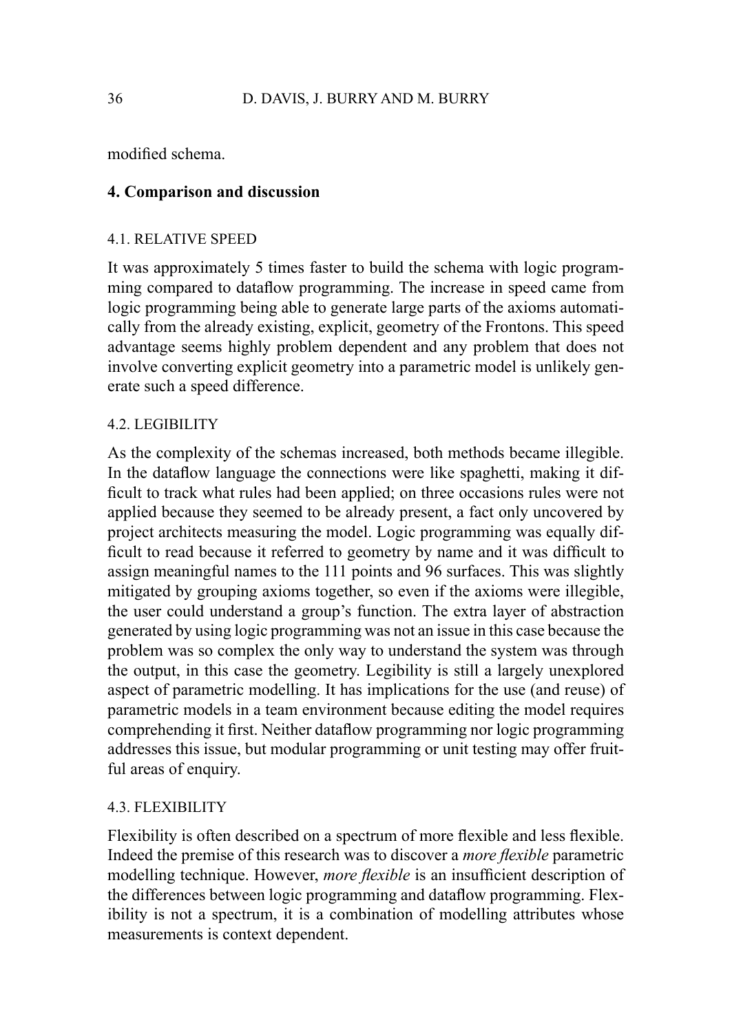modified schema.

## 4. Comparison and discussion

### 4.1. RELATIVE SPEED

It was approximately 5 times faster to build the schema with logic programming compared to dataflow programming. The increase in speed came from logic programming being able to generate large parts of the axioms automatically from the already existing, explicit, geometry of the Frontons. This speed advantage seems highly problem dependent and any problem that does not involve converting explicit geometry into a parametric model is unlikely generate such a speed difference.

### 4.2. LEGIBILITY

As the complexity of the schemas increased, both methods became illegible. In the dataflow language the connections were like spaghetti, making it difficult to track what rules had been applied; on three occasions rules were not applied because they seemed to be already present, a fact only uncovered by project architects measuring the model. Logic programming was equally difficult to read because it referred to geometry by name and it was difficult to assign meaningful names to the 111 points and 96 surfaces. This was slightly mitigated by grouping axioms together, so even if the axioms were illegible, the user could understand a group's function. The extra layer of abstraction generated by using logic programming was not an issue in this case because the problem was so complex the only way to understand the system was through the output, in this case the geometry. Legibility is still a largely unexplored aspect of parametric modelling. It has implications for the use (and reuse) of parametric models in a team environment because editing the model requires comprehending it first. Neither dataflow programming nor logic programming addresses this issue, but modular programming or unit testing may offer fruitful areas of enquiry.

### 4.3. FLEXIBILITY

Flexibility is often described on a spectrum of more flexible and less flexible. Indeed the premise of this research was to discover a *more flexible* parametric modelling technique. However, *more flexible* is an insufficient description of the differences between logic programming and dataflow programming. Flexibility is not a spectrum, it is a combination of modelling attributes whose measurements is context dependent.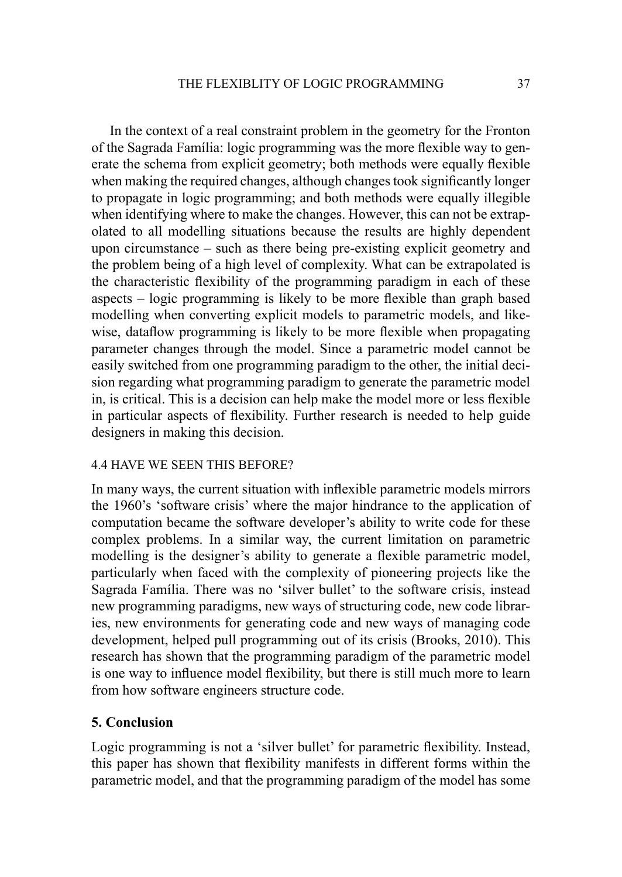In the context of a real constraint problem in the geometry for the Fronton of the Sagrada Família: logic programming was the more flexible way to generate the schema from explicit geometry; both methods were equally flexible when making the required changes, although changes took significantly longer to propagate in logic programming; and both methods were equally illegible when identifying where to make the changes. However, this can not be extrapolated to all modelling situations because the results are highly dependent upon circumstance – such as there being pre-existing explicit geometry and the problem being of a high level of complexity. What can be extrapolated is the characteristic flexibility of the programming paradigm in each of these aspects – logic programming is likely to be more flexible than graph based modelling when converting explicit models to parametric models, and likewise, dataflow programming is likely to be more flexible when propagating parameter changes through the model. Since a parametric model cannot be easily switched from one programming paradigm to the other, the initial decision regarding what programming paradigm to generate the parametric model in, is critical. This is a decision can help make the model more or less flexible in particular aspects of flexibility. Further research is needed to help guide designers in making this decision.

### 4.4 HAVE WE SEEN THIS BEFORE?

In many ways, the current situation with inflexible parametric models mirrors the 1960's 'software crisis' where the major hindrance to the application of computation became the software developer's ability to write code for these complex problems. In a similar way, the current limitation on parametric modelling is the designer's ability to generate a flexible parametric model, particularly when faced with the complexity of pioneering projects like the Sagrada Família. There was no 'silver bullet' to the software crisis, instead new programming paradigms, new ways of structuring code, new code libraries, new environments for generating code and new ways of managing code development, helped pull programming out of its crisis (Brooks, 2010). This research has shown that the programming paradigm of the parametric model is one way to influence model flexibility, but there is still much more to learn from how software engineers structure code.

## 5. Conclusion

Logic programming is not a 'silver bullet' for parametric flexibility. Instead, this paper has shown that flexibility manifests in different forms within the parametric model, and that the programming paradigm of the model has some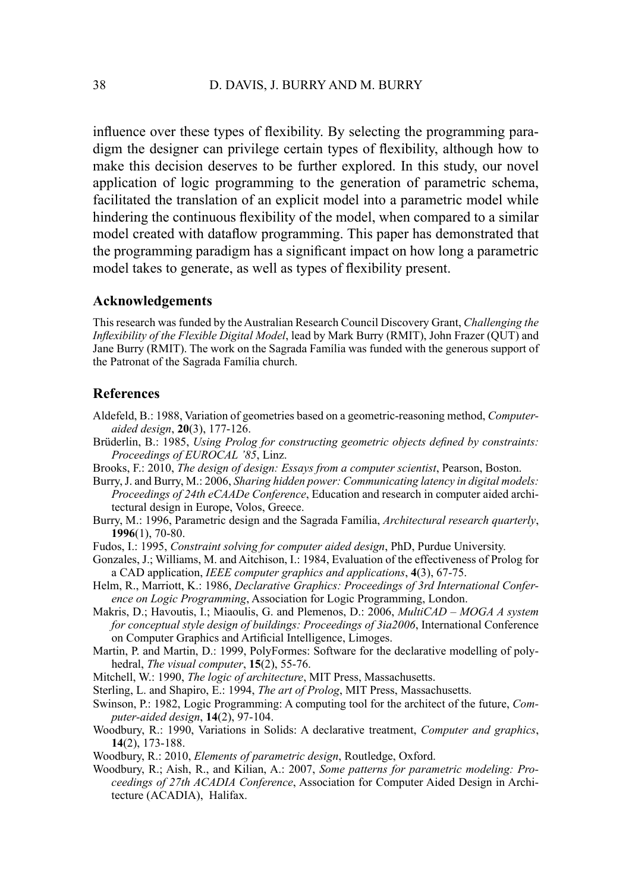influence over these types of flexibility. By selecting the programming paradigm the designer can privilege certain types of flexibility, although how to make this decision deserves to be further explored. In this study, our novel application of logic programming to the generation of parametric schema, facilitated the translation of an explicit model into a parametric model while hindering the continuous flexibility of the model, when compared to a similar model created with dataflow programming. This paper has demonstrated that the programming paradigm has a significant impact on how long a parametric model takes to generate, as well as types of flexibility present.

## Acknowledgements

This research was funded by the Australian Research Council Discovery Grant, *Challenging the Inflexibility of the Flexible Digital Model*, lead by Mark Burry (RMIT), John Frazer (QUT) and Jane Burry (RMIT). The work on the Sagrada Família was funded with the generous support of the Patronat of the Sagrada Família church.

## References

Aldefeld, B.: 1988, Variation of geometries based on a geometric-reasoning method, *Computer-aided design*, **20**(3), 177-126.

Brüderlin, B.: 1985, *Using Prolog for constructing geometric objects defined by constraints: Proceedings of EUROCAL '85*, Linz.

Brooks, F.: 2010, *The design of design: Essays from a computer scientist*, Pearson, Boston.

Burry, J. and Burry, M.: 2006, *Sharing hidden power: Communicating latency in digital models: Proceedings of 24th eCAADe Conference*, Education and research in computer aided architectural design in Europe, Volos, Greece.

Burry, M.: 1996, Parametric design and the Sagrada Família, *Architectural research quarterly*, **1996**(1), 70-80.

Fudos, I.: 1995, *Constraint solving for computer aided design*, PhD, Purdue University.

Gonzales, J.; Williams, M. and Aitchison, I.: 1984, Evaluation of the effectiveness of Prolog for a CAD application, *IEEE computer graphics and applications*, **4**(3), 67-75.

Helm, R., Marriott, K.: 1986, *Declarative Graphics: Proceedings of 3rd International Conference on Logic Programming*, Association for Logic Programming, London.

Makris, D.; Havoutis, I.; Miaoulis, G. and Plemenos, D.: 2006, *MultiCAD – MOGA A system for conceptual style design of buildings: Proceedings of 3ia2006*, International Conference on Computer Graphics and Artificial Intelligence, Limoges.

Martin, P. and Martin, D.: 1999, PolyFormes: Software for the declarative modelling of polyhedral, *The visual computer*, **15**(2), 55-76.

Mitchell, W.: 1990, *The logic of architecture*, MIT Press, Massachusetts.

Sterling, L. and Shapiro, E.: 1994, *The art of Prolog*, MIT Press, Massachusetts.

Swinson, P.: 1982, Logic Programming: A computing tool for the architect of the future, *Computer-aided design*, **14**(2), 97-104.

Woodbury, R.: 1990, Variations in Solids: A declarative treatment, *Computer and graphics*, **14**(2), 173-188.

Woodbury, R.: 2010, *Elements of parametric design*, Routledge, Oxford.

Woodbury, R.; Aish, R., and Kilian, A.: 2007, *Some patterns for parametric modeling: Proceedings of 27th ACADIA Conference*, Association for Computer Aided Design in Architecture (ACADIA), Halifax.